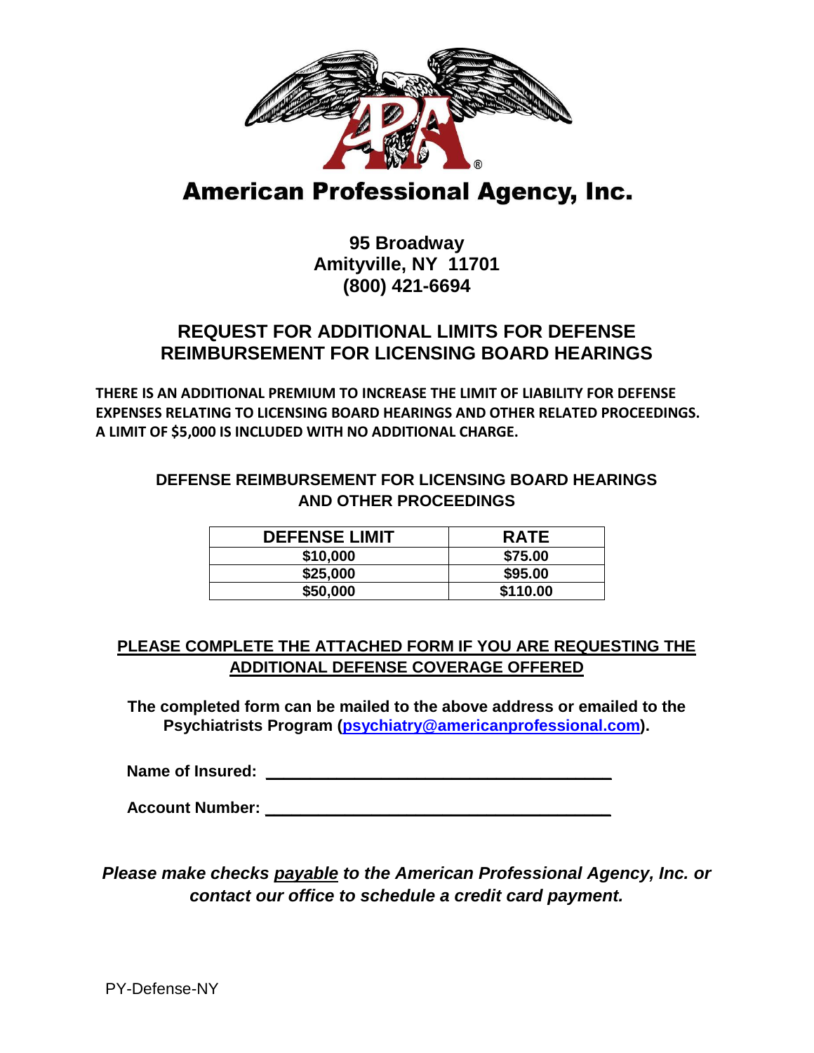# American Professional Agency, Inc.

**95 Broadway**
**Amityville, NY 11701**
**(800) 421-6694**

## REQUEST FOR ADDITIONAL LIMITS FOR DEFENSE REIMBURSEMENT FOR LICENSING BOARD HEARINGS

**THERE IS AN ADDITIONAL PREMIUM TO INCREASE THE LIMIT OF LIABILITY FOR DEFENSE EXPENSES RELATING TO LICENSING BOARD HEARINGS AND OTHER RELATED PROCEEDINGS. A LIMIT OF $5,000 IS INCLUDED WITH NO ADDITIONAL CHARGE.**

### DEFENSE REIMBURSEMENT FOR LICENSING BOARD HEARINGS AND OTHER PROCEEDINGS

| DEFENSE LIMIT | RATE |
|---|---|
| $10,000 | $75.00 |
| $25,000 | $95.00 |
| $50,000 | $110.00 |

**PLEASE COMPLETE THE ATTACHED FORM IF YOU ARE REQUESTING THE ADDITIONAL DEFENSE COVERAGE OFFERED**

**The completed form can be mailed to the above address or emailed to the Psychiatrists Program (psychiatry@americanprofessional.com).**

**Name of Insured:** ______________________________

**Account Number:** ______________________________

***Please make checks payable to the American Professional Agency, Inc. or contact our office to schedule a credit card payment.***

PY-Defense-NY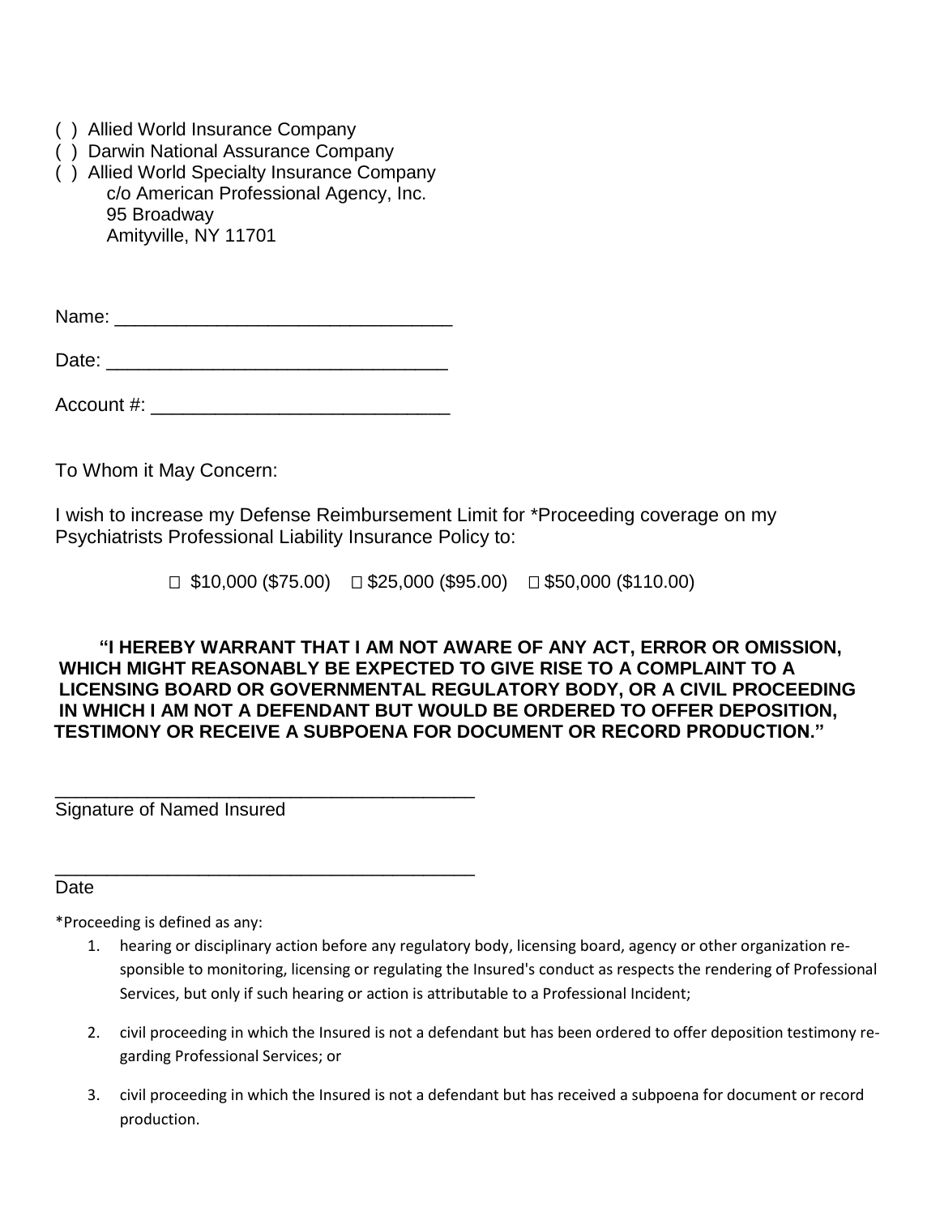( ) Allied World Insurance Company
( ) Darwin National Assurance Company
( ) Allied World Specialty Insurance Company
c/o American Professional Agency, Inc.
95 Broadway
Amityville, NY 11701

Name: ________________________________

Date: ________________________________

Account #: ____________________________

To Whom it May Concern:

I wish to increase my Defense Reimbursement Limit for *Proceeding coverage on my Psychiatrists Professional Liability Insurance Policy to:

☐ $10,000 ($75.00) ☐ $25,000 ($95.00) ☐ $50,000 ($110.00)

**"I HEREBY WARRANT THAT I AM NOT AWARE OF ANY ACT, ERROR OR OMISSION, WHICH MIGHT REASONABLY BE EXPECTED TO GIVE RISE TO A COMPLAINT TO A LICENSING BOARD OR GOVERNMENTAL REGULATORY BODY, OR A CIVIL PROCEEDING IN WHICH I AM NOT A DEFENDANT BUT WOULD BE ORDERED TO OFFER DEPOSITION, TESTIMONY OR RECEIVE A SUBPOENA FOR DOCUMENT OR RECORD PRODUCTION."**

__________________________________________
Signature of Named Insured

__________________________________________
Date

*Proceeding is defined as any:

1. hearing or disciplinary action before any regulatory body, licensing board, agency or other organization responsible to monitoring, licensing or regulating the Insured's conduct as respects the rendering of Professional Services, but only if such hearing or action is attributable to a Professional Incident;
2. civil proceeding in which the Insured is not a defendant but has been ordered to offer deposition testimony regarding Professional Services; or
3. civil proceeding in which the Insured is not a defendant but has received a subpoena for document or record production.